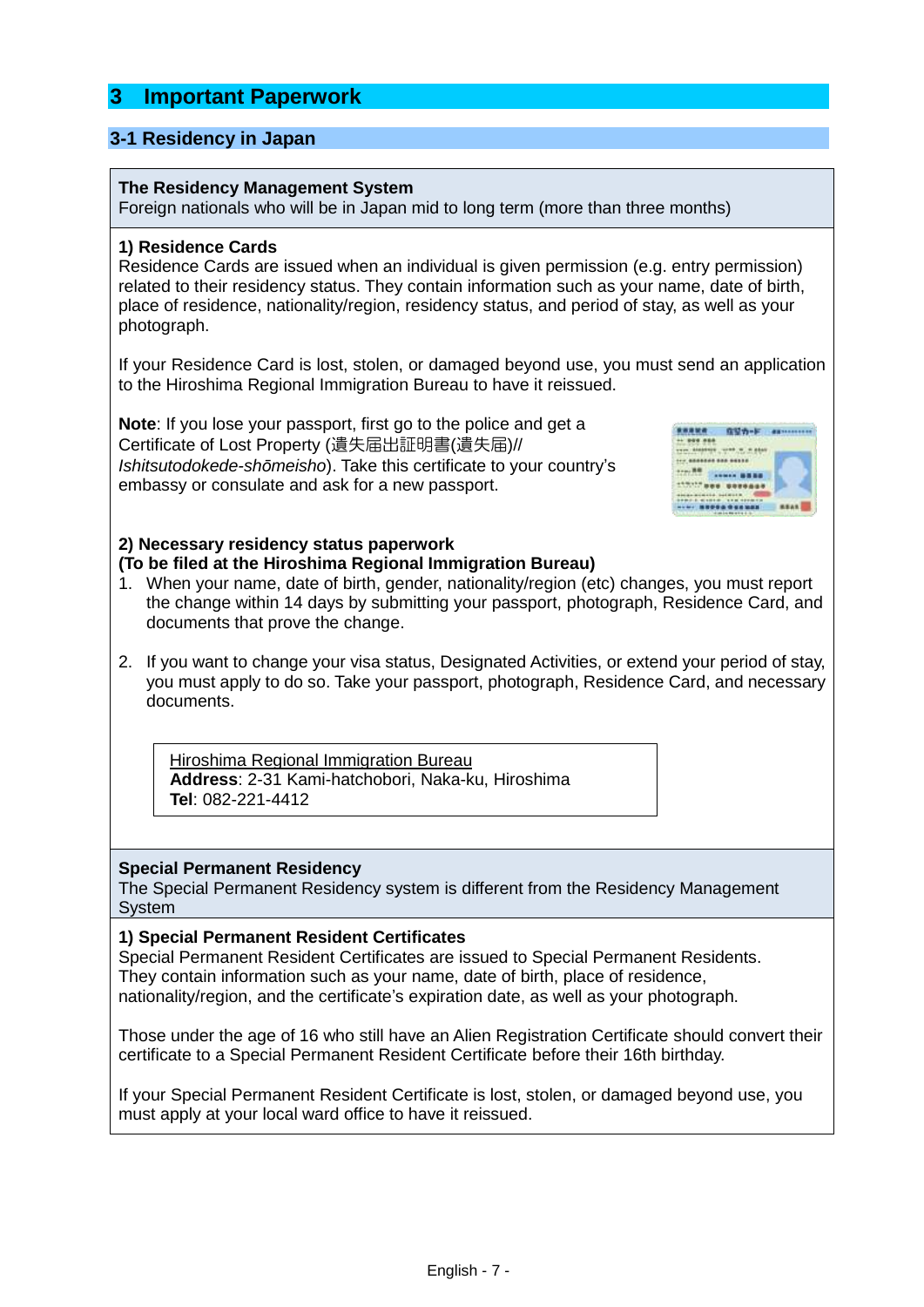# 3 Important Paperwork

## 3-1 Residency in Japan

**The Residency Management System**
Foreign nationals who will be in Japan mid to long term (more than three months)

**1) Residence Cards**
Residence Cards are issued when an individual is given permission (e.g. entry permission) related to their residency status. They contain information such as your name, date of birth, place of residence, nationality/region, residency status, and period of stay, as well as your photograph.

If your Residence Card is lost, stolen, or damaged beyond use, you must send an application to the Hiroshima Regional Immigration Bureau to have it reissued.

**Note**: If you lose your passport, first go to the police and get a Certificate of Lost Property (遺失届出証明書(遺失届)// *Ishitsutodokede-shōmeisho*). Take this certificate to your country's embassy or consulate and ask for a new passport.

**2) Necessary residency status paperwork**
**(To be filed at the Hiroshima Regional Immigration Bureau)**

1. When your name, date of birth, gender, nationality/region (etc) changes, you must report the change within 14 days by submitting your passport, photograph, Residence Card, and documents that prove the change.

2. If you want to change your visa status, Designated Activities, or extend your period of stay, you must apply to do so. Take your passport, photograph, Residence Card, and necessary documents.

> Hiroshima Regional Immigration Bureau
> **Address**: 2-31 Kami-hatchobori, Naka-ku, Hiroshima
> **Tel**: 082-221-4412

**Special Permanent Residency**
The Special Permanent Residency system is different from the Residency Management System

**1) Special Permanent Resident Certificates**
Special Permanent Resident Certificates are issued to Special Permanent Residents. They contain information such as your name, date of birth, place of residence, nationality/region, and the certificate's expiration date, as well as your photograph.

Those under the age of 16 who still have an Alien Registration Certificate should convert their certificate to a Special Permanent Resident Certificate before their 16th birthday.

If your Special Permanent Resident Certificate is lost, stolen, or damaged beyond use, you must apply at your local ward office to have it reissued.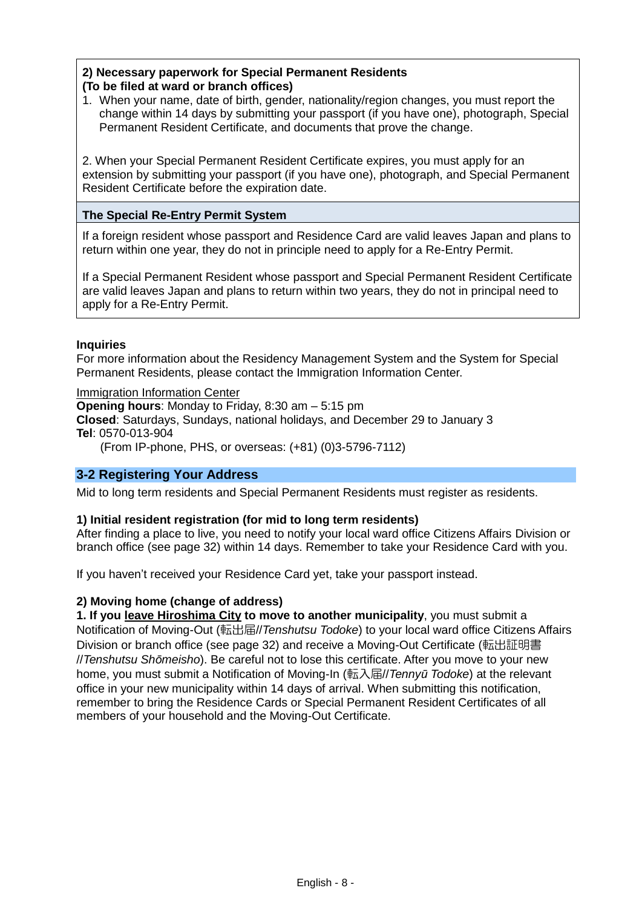**2) Necessary paperwork for Special Permanent Residents**
**(To be filed at ward or branch offices)**

1. When your name, date of birth, gender, nationality/region changes, you must report the change within 14 days by submitting your passport (if you have one), photograph, Special Permanent Resident Certificate, and documents that prove the change.

2. When your Special Permanent Resident Certificate expires, you must apply for an extension by submitting your passport (if you have one), photograph, and Special Permanent Resident Certificate before the expiration date.

**The Special Re-Entry Permit System**

If a foreign resident whose passport and Residence Card are valid leaves Japan and plans to return within one year, they do not in principle need to apply for a Re-Entry Permit.

If a Special Permanent Resident whose passport and Special Permanent Resident Certificate are valid leaves Japan and plans to return within two years, they do not in principal need to apply for a Re-Entry Permit.

**Inquiries**

For more information about the Residency Management System and the System for Special Permanent Residents, please contact the Immigration Information Center.

Immigration Information Center
**Opening hours**: Monday to Friday, 8:30 am – 5:15 pm
**Closed**: Saturdays, Sundays, national holidays, and December 29 to January 3
**Tel**: 0570-013-904
(From IP-phone, PHS, or overseas: (+81) (0)3-5796-7112)

## 3-2 Registering Your Address

Mid to long term residents and Special Permanent Residents must register as residents.

**1) Initial resident registration (for mid to long term residents)**

After finding a place to live, you need to notify your local ward office Citizens Affairs Division or branch office (see page 32) within 14 days. Remember to take your Residence Card with you.

If you haven't received your Residence Card yet, take your passport instead.

**2) Moving home (change of address)**

**1. If you leave Hiroshima City to move to another municipality**, you must submit a Notification of Moving-Out (転出届/*Tenshutsu Todoke*) to your local ward office Citizens Affairs Division or branch office (see page 32) and receive a Moving-Out Certificate (転出証明書 /*Tenshutsu Shōmeisho*). Be careful not to lose this certificate. After you move to your new home, you must submit a Notification of Moving-In (転入届/*Tennyū Todoke*) at the relevant office in your new municipality within 14 days of arrival. When submitting this notification, remember to bring the Residence Cards or Special Permanent Resident Certificates of all members of your household and the Moving-Out Certificate.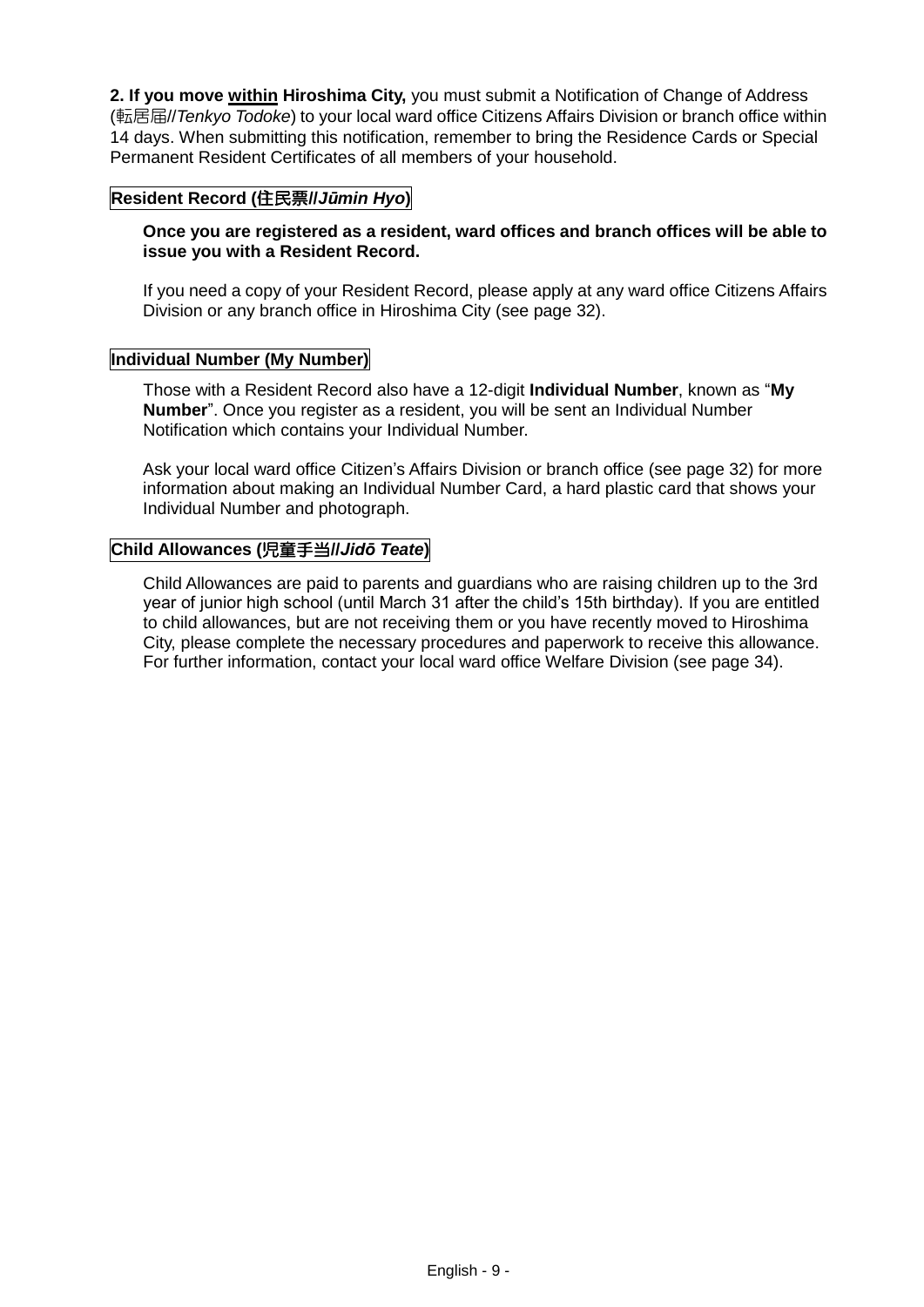**2. If you move <u>within</u> Hiroshima City,** you must submit a Notification of Change of Address (転居届/*Tenkyo Todoke*) to your local ward office Citizens Affairs Division or branch office within 14 days. When submitting this notification, remember to bring the Residence Cards or Special Permanent Resident Certificates of all members of your household.

## Resident Record (住民票/*Jūmin Hyo*)

**Once you are registered as a resident, ward offices and branch offices will be able to issue you with a Resident Record.**

If you need a copy of your Resident Record, please apply at any ward office Citizens Affairs Division or any branch office in Hiroshima City (see page 32).

## Individual Number (My Number)

Those with a Resident Record also have a 12-digit **Individual Number**, known as "**My Number**". Once you register as a resident, you will be sent an Individual Number Notification which contains your Individual Number.

Ask your local ward office Citizen's Affairs Division or branch office (see page 32) for more information about making an Individual Number Card, a hard plastic card that shows your Individual Number and photograph.

## Child Allowances (児童手当/*Jidō Teate*)

Child Allowances are paid to parents and guardians who are raising children up to the 3rd year of junior high school (until March 31 after the child's 15th birthday). If you are entitled to child allowances, but are not receiving them or you have recently moved to Hiroshima City, please complete the necessary procedures and paperwork to receive this allowance. For further information, contact your local ward office Welfare Division (see page 34).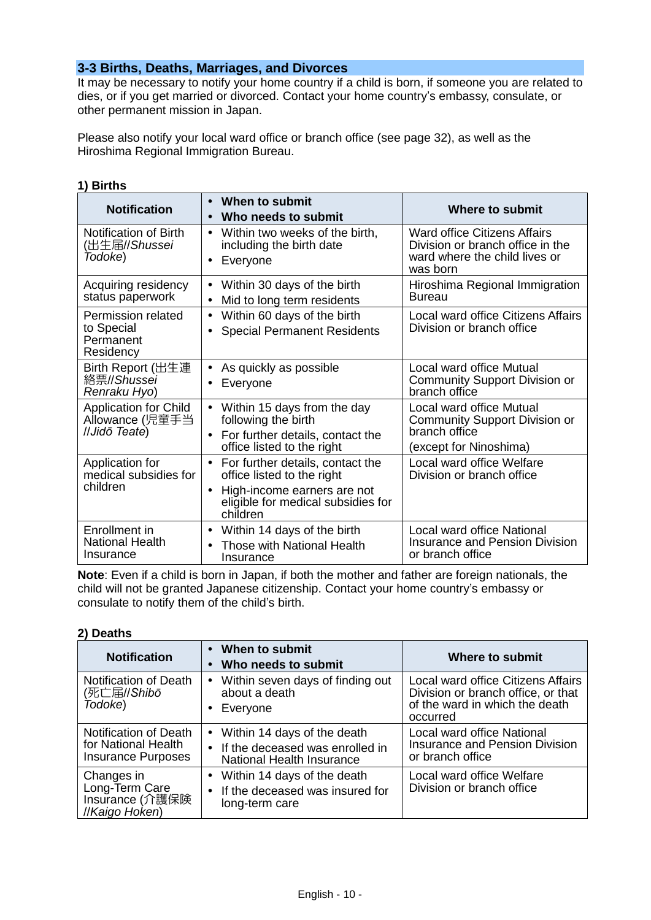## 3-3 Births, Deaths, Marriages, and Divorces

It may be necessary to notify your home country if a child is born, if someone you are related to dies, or if you get married or divorced. Contact your home country's embassy, consulate, or other permanent mission in Japan.

Please also notify your local ward office or branch office (see page 32), as well as the Hiroshima Regional Immigration Bureau.

### 1) Births

| Notification | • When to submit<br>• Who needs to submit | Where to submit |
|---|---|---|
| Notification of Birth (出生届//*Shussei Todoke*) | • Within two weeks of the birth, including the birth date<br>• Everyone | Ward office Citizens Affairs Division or branch office in the ward where the child lives or was born |
| Acquiring residency status paperwork | • Within 30 days of the birth<br>• Mid to long term residents | Hiroshima Regional Immigration Bureau |
| Permission related to Special Permanent Residency | • Within 60 days of the birth<br>• Special Permanent Residents | Local ward office Citizens Affairs Division or branch office |
| Birth Report (出生連絡票//*Shussei Renraku Hyo*) | • As quickly as possible<br>• Everyone | Local ward office Mutual Community Support Division or branch office |
| Application for Child Allowance (児童手当//*Jidō Teate*) | • Within 15 days from the day following the birth<br>• For further details, contact the office listed to the right | Local ward office Mutual Community Support Division or branch office<br>(except for Ninoshima) |
| Application for medical subsidies for children | • For further details, contact the office listed to the right<br>• High-income earners are not eligible for medical subsidies for children | Local ward office Welfare Division or branch office |
| Enrollment in National Health Insurance | • Within 14 days of the birth<br>• Those with National Health Insurance | Local ward office National Insurance and Pension Division or branch office |

**Note**: Even if a child is born in Japan, if both the mother and father are foreign nationals, the child will not be granted Japanese citizenship. Contact your home country's embassy or consulate to notify them of the child's birth.

### 2) Deaths

| Notification | • When to submit<br>• Who needs to submit | Where to submit |
|---|---|---|
| Notification of Death (死亡届//*Shibō Todoke*) | • Within seven days of finding out about a death<br>• Everyone | Local ward office Citizens Affairs Division or branch office, or that of the ward in which the death occurred |
| Notification of Death for National Health Insurance Purposes | • Within 14 days of the death<br>• If the deceased was enrolled in National Health Insurance | Local ward office National Insurance and Pension Division or branch office |
| Changes in Long-Term Care Insurance (介護保険//*Kaigo Hoken*) | • Within 14 days of the death<br>• If the deceased was insured for long-term care | Local ward office Welfare Division or branch office |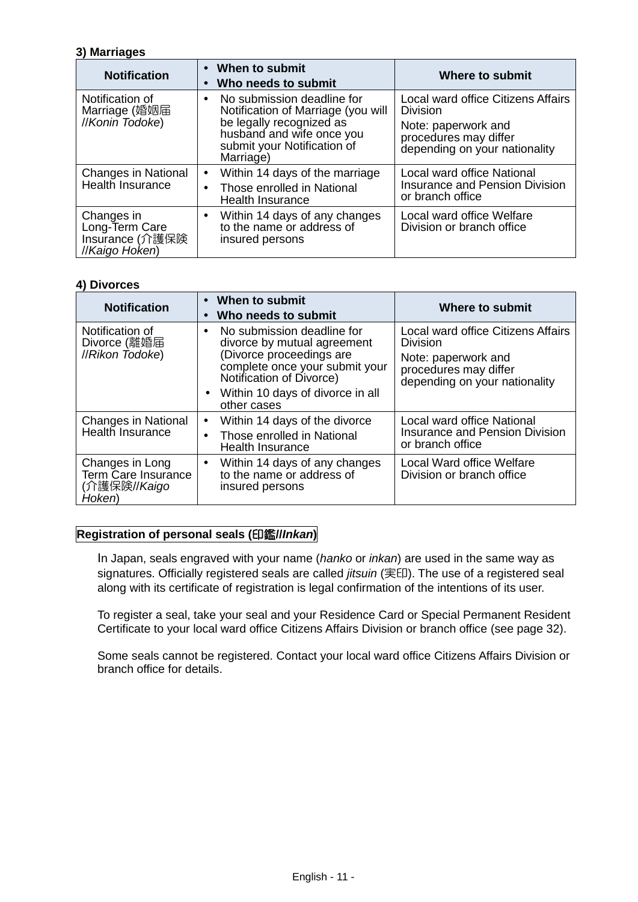**3) Marriages**

| Notification | • When to submit<br>• Who needs to submit | Where to submit |
|---|---|---|
| Notification of Marriage (婚姻届//*Konin Todoke*) | • No submission deadline for Notification of Marriage (you will be legally recognized as husband and wife once you submit your Notification of Marriage) | Local ward office Citizens Affairs Division<br>Note: paperwork and procedures may differ depending on your nationality |
| Changes in National Health Insurance | • Within 14 days of the marriage<br>• Those enrolled in National Health Insurance | Local ward office National Insurance and Pension Division or branch office |
| Changes in Long-Term Care Insurance (介護保険//*Kaigo Hoken*) | • Within 14 days of any changes to the name or address of insured persons | Local ward office Welfare Division or branch office |

**4) Divorces**

| Notification | • When to submit<br>• Who needs to submit | Where to submit |
|---|---|---|
| Notification of Divorce (離婚届//*Rikon Todoke*) | • No submission deadline for divorce by mutual agreement (Divorce proceedings are complete once your submit your Notification of Divorce)<br>• Within 10 days of divorce in all other cases | Local ward office Citizens Affairs Division<br>Note: paperwork and procedures may differ depending on your nationality |
| Changes in National Health Insurance | • Within 14 days of the divorce<br>• Those enrolled in National Health Insurance | Local ward office National Insurance and Pension Division or branch office |
| Changes in Long Term Care Insurance (介護保険//*Kaigo Hoken*) | • Within 14 days of any changes to the name or address of insured persons | Local Ward office Welfare Division or branch office |

**Registration of personal seals (印鑑//*Inkan*)**

In Japan, seals engraved with your name (*hanko* or *inkan*) are used in the same way as signatures. Officially registered seals are called *jitsuin* (実印). The use of a registered seal along with its certificate of registration is legal confirmation of the intentions of its user.

To register a seal, take your seal and your Residence Card or Special Permanent Resident Certificate to your local ward office Citizens Affairs Division or branch office (see page 32).

Some seals cannot be registered. Contact your local ward office Citizens Affairs Division or branch office for details.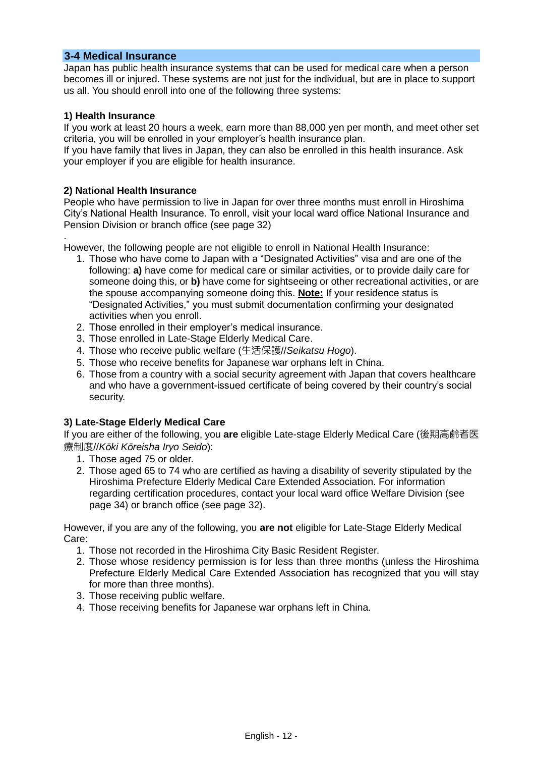## 3-4 Medical Insurance

Japan has public health insurance systems that can be used for medical care when a person becomes ill or injured. These systems are not just for the individual, but are in place to support us all. You should enroll into one of the following three systems:

### 1) Health Insurance

If you work at least 20 hours a week, earn more than 88,000 yen per month, and meet other set criteria, you will be enrolled in your employer's health insurance plan.
If you have family that lives in Japan, they can also be enrolled in this health insurance. Ask your employer if you are eligible for health insurance.

### 2) National Health Insurance

People who have permission to live in Japan for over three months must enroll in Hiroshima City's National Health Insurance. To enroll, visit your local ward office National Insurance and Pension Division or branch office (see page 32)

.
However, the following people are not eligible to enroll in National Health Insurance:

1. Those who have come to Japan with a "Designated Activities" visa and are one of the following: **a)** have come for medical care or similar activities, or to provide daily care for someone doing this, or **b)** have come for sightseeing or other recreational activities, or are the spouse accompanying someone doing this. **Note:** If your residence status is "Designated Activities," you must submit documentation confirming your designated activities when you enroll.
2. Those enrolled in their employer's medical insurance.
3. Those enrolled in Late-Stage Elderly Medical Care.
4. Those who receive public welfare (生活保護//*Seikatsu Hogo*).
5. Those who receive benefits for Japanese war orphans left in China.
6. Those from a country with a social security agreement with Japan that covers healthcare and who have a government-issued certificate of being covered by their country's social security.

### 3) Late-Stage Elderly Medical Care

If you are either of the following, you **are** eligible Late-stage Elderly Medical Care (後期高齢者医療制度//*Kōki Kōreisha Iryo Seido*):

1. Those aged 75 or older.
2. Those aged 65 to 74 who are certified as having a disability of severity stipulated by the Hiroshima Prefecture Elderly Medical Care Extended Association. For information regarding certification procedures, contact your local ward office Welfare Division (see page 34) or branch office (see page 32).

However, if you are any of the following, you **are not** eligible for Late-Stage Elderly Medical Care:

1. Those not recorded in the Hiroshima City Basic Resident Register.
2. Those whose residency permission is for less than three months (unless the Hiroshima Prefecture Elderly Medical Care Extended Association has recognized that you will stay for more than three months).
3. Those receiving public welfare.
4. Those receiving benefits for Japanese war orphans left in China.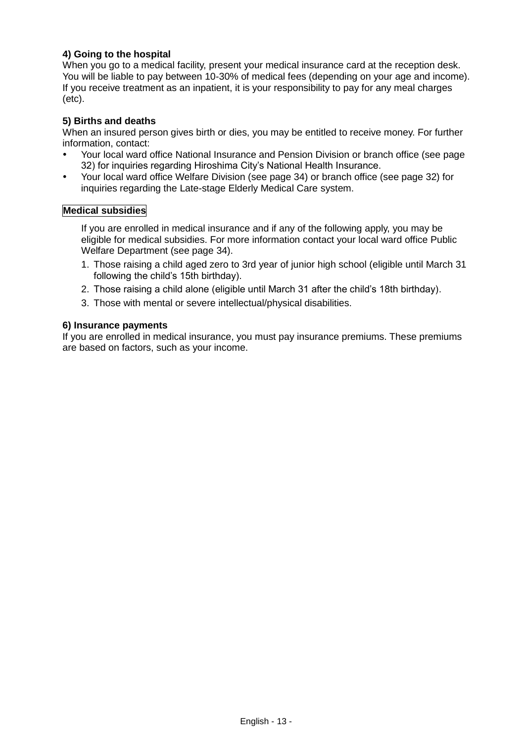#### 4) Going to the hospital

When you go to a medical facility, present your medical insurance card at the reception desk. You will be liable to pay between 10-30% of medical fees (depending on your age and income). If you receive treatment as an inpatient, it is your responsibility to pay for any meal charges (etc).

#### 5) Births and deaths

When an insured person gives birth or dies, you may be entitled to receive money. For further information, contact:

- Your local ward office National Insurance and Pension Division or branch office (see page 32) for inquiries regarding Hiroshima City's National Health Insurance.
- Your local ward office Welfare Division (see page 34) or branch office (see page 32) for inquiries regarding the Late-stage Elderly Medical Care system.

**Medical subsidies**

If you are enrolled in medical insurance and if any of the following apply, you may be eligible for medical subsidies. For more information contact your local ward office Public Welfare Department (see page 34).

1. Those raising a child aged zero to 3rd year of junior high school (eligible until March 31 following the child's 15th birthday).
2. Those raising a child alone (eligible until March 31 after the child's 18th birthday).
3. Those with mental or severe intellectual/physical disabilities.

#### 6) Insurance payments

If you are enrolled in medical insurance, you must pay insurance premiums. These premiums are based on factors, such as your income.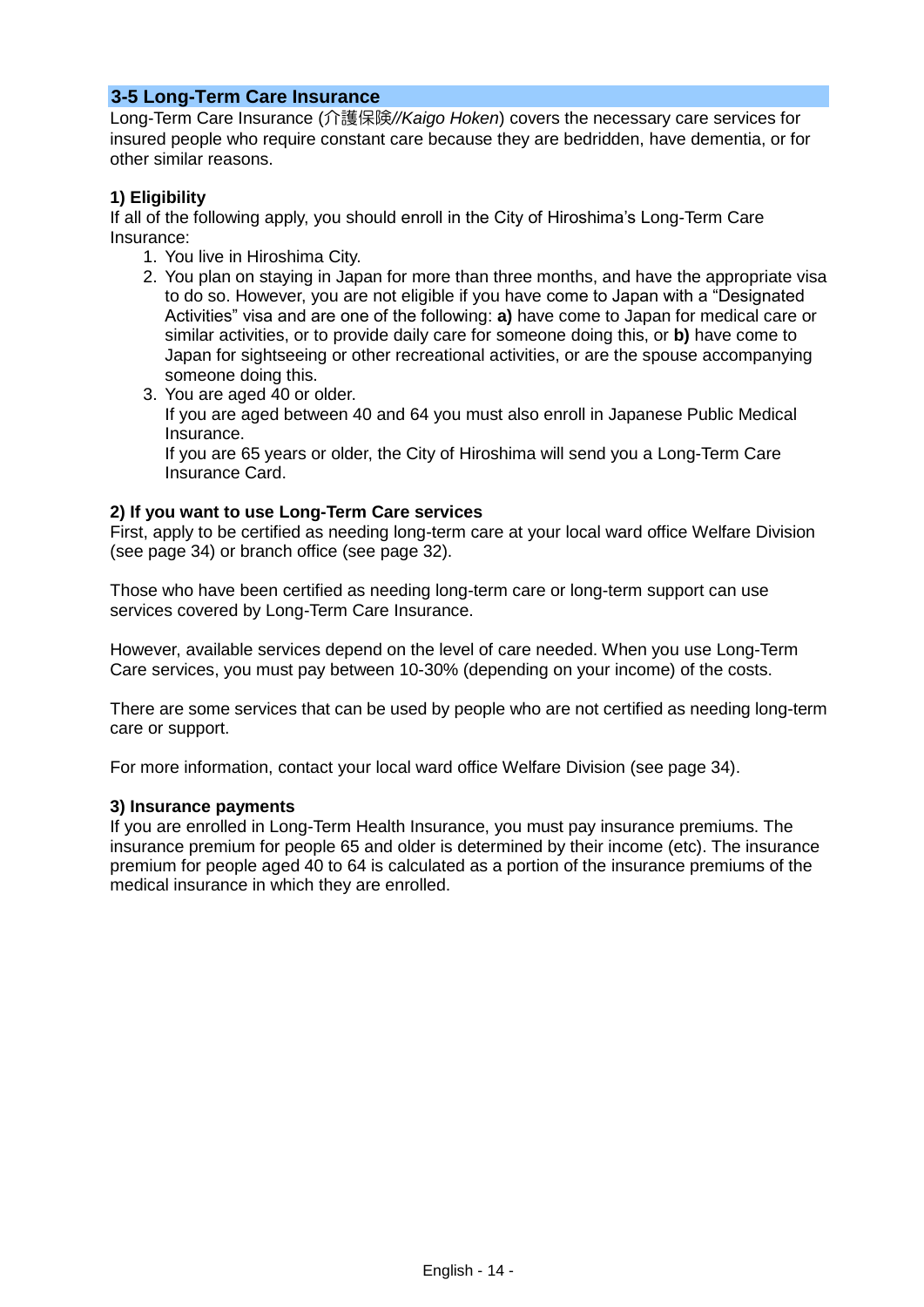## 3-5 Long-Term Care Insurance

Long-Term Care Insurance (介護保険*//Kaigo Hoken*) covers the necessary care services for insured people who require constant care because they are bedridden, have dementia, or for other similar reasons.

### 1) Eligibility

If all of the following apply, you should enroll in the City of Hiroshima's Long-Term Care Insurance:

1. You live in Hiroshima City.
2. You plan on staying in Japan for more than three months, and have the appropriate visa to do so. However, you are not eligible if you have come to Japan with a "Designated Activities" visa and are one of the following: **a)** have come to Japan for medical care or similar activities, or to provide daily care for someone doing this, or **b)** have come to Japan for sightseeing or other recreational activities, or are the spouse accompanying someone doing this.
3. You are aged 40 or older.
   If you are aged between 40 and 64 you must also enroll in Japanese Public Medical Insurance.
   If you are 65 years or older, the City of Hiroshima will send you a Long-Term Care Insurance Card.

### 2) If you want to use Long-Term Care services

First, apply to be certified as needing long-term care at your local ward office Welfare Division (see page 34) or branch office (see page 32).

Those who have been certified as needing long-term care or long-term support can use services covered by Long-Term Care Insurance.

However, available services depend on the level of care needed. When you use Long-Term Care services, you must pay between 10-30% (depending on your income) of the costs.

There are some services that can be used by people who are not certified as needing long-term care or support.

For more information, contact your local ward office Welfare Division (see page 34).

### 3) Insurance payments

If you are enrolled in Long-Term Health Insurance, you must pay insurance premiums. The insurance premium for people 65 and older is determined by their income (etc). The insurance premium for people aged 40 to 64 is calculated as a portion of the insurance premiums of the medical insurance in which they are enrolled.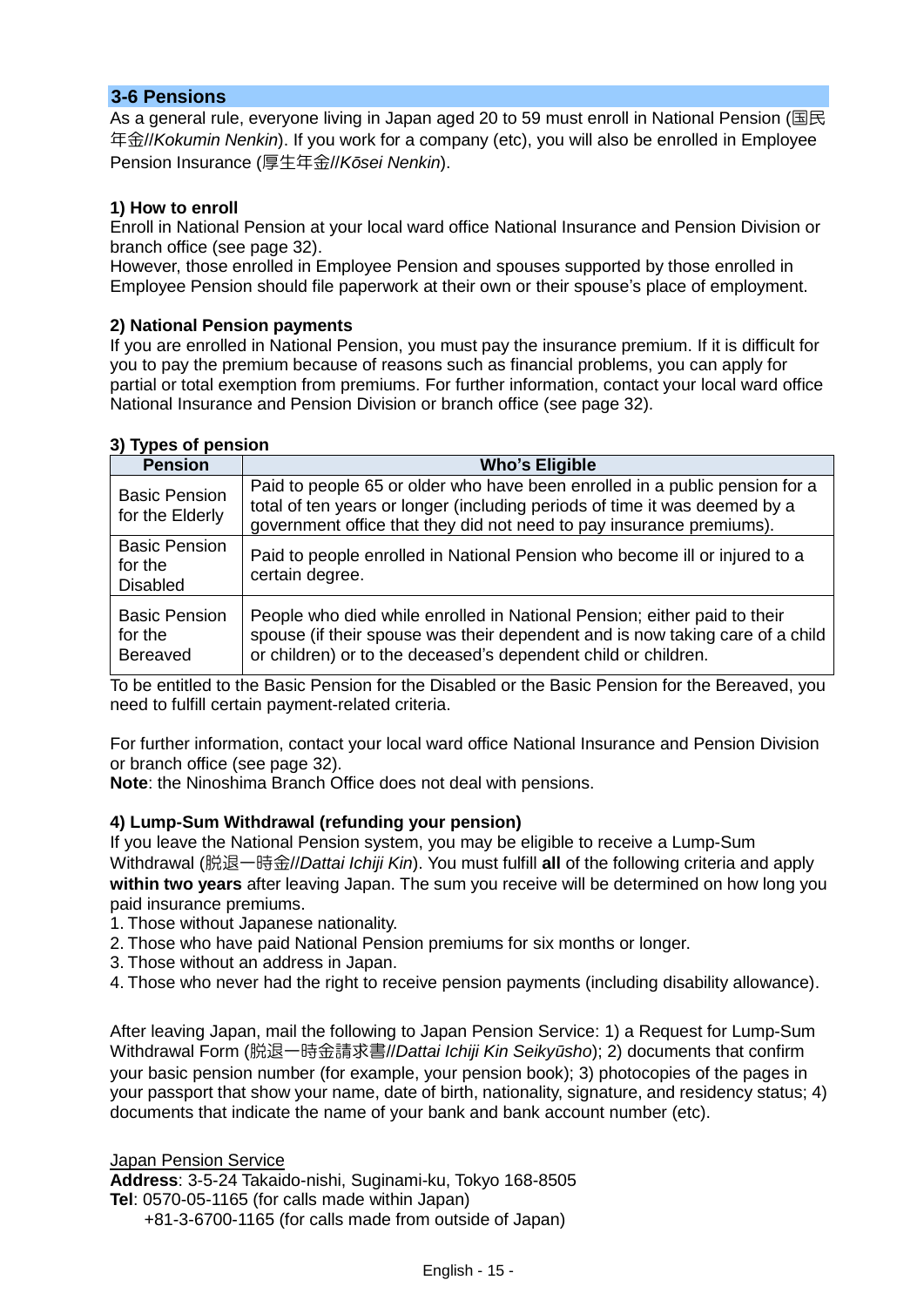## 3-6 Pensions

As a general rule, everyone living in Japan aged 20 to 59 must enroll in National Pension (国民年金//*Kokumin Nenkin*). If you work for a company (etc), you will also be enrolled in Employee Pension Insurance (厚生年金//*Kōsei Nenkin*).

### 1) How to enroll

Enroll in National Pension at your local ward office National Insurance and Pension Division or branch office (see page 32).

However, those enrolled in Employee Pension and spouses supported by those enrolled in Employee Pension should file paperwork at their own or their spouse's place of employment.

### 2) National Pension payments

If you are enrolled in National Pension, you must pay the insurance premium. If it is difficult for you to pay the premium because of reasons such as financial problems, you can apply for partial or total exemption from premiums. For further information, contact your local ward office National Insurance and Pension Division or branch office (see page 32).

### 3) Types of pension

| Pension | Who's Eligible |
|---|---|
| Basic Pension for the Elderly | Paid to people 65 or older who have been enrolled in a public pension for a total of ten years or longer (including periods of time it was deemed by a government office that they did not need to pay insurance premiums). |
| Basic Pension for the Disabled | Paid to people enrolled in National Pension who become ill or injured to a certain degree. |
| Basic Pension for the Bereaved | People who died while enrolled in National Pension; either paid to their spouse (if their spouse was their dependent and is now taking care of a child or children) or to the deceased's dependent child or children. |

To be entitled to the Basic Pension for the Disabled or the Basic Pension for the Bereaved, you need to fulfill certain payment-related criteria.

For further information, contact your local ward office National Insurance and Pension Division or branch office (see page 32).

**Note**: the Ninoshima Branch Office does not deal with pensions.

### 4) Lump-Sum Withdrawal (refunding your pension)

If you leave the National Pension system, you may be eligible to receive a Lump-Sum Withdrawal (脱退一時金//*Dattai Ichiji Kin*). You must fulfill **all** of the following criteria and apply **within two years** after leaving Japan. The sum you receive will be determined on how long you paid insurance premiums.

1. Those without Japanese nationality.
2. Those who have paid National Pension premiums for six months or longer.
3. Those without an address in Japan.
4. Those who never had the right to receive pension payments (including disability allowance).

After leaving Japan, mail the following to Japan Pension Service: 1) a Request for Lump-Sum Withdrawal Form (脱退一時金請求書//*Dattai Ichiji Kin Seikyūsho*); 2) documents that confirm your basic pension number (for example, your pension book); 3) photocopies of the pages in your passport that show your name, date of birth, nationality, signature, and residency status; 4) documents that indicate the name of your bank and bank account number (etc).

<u>Japan Pension Service</u>
**Address**: 3-5-24 Takaido-nishi, Suginami-ku, Tokyo 168-8505
**Tel**: 0570-05-1165 (for calls made within Japan)
+81-3-6700-1165 (for calls made from outside of Japan)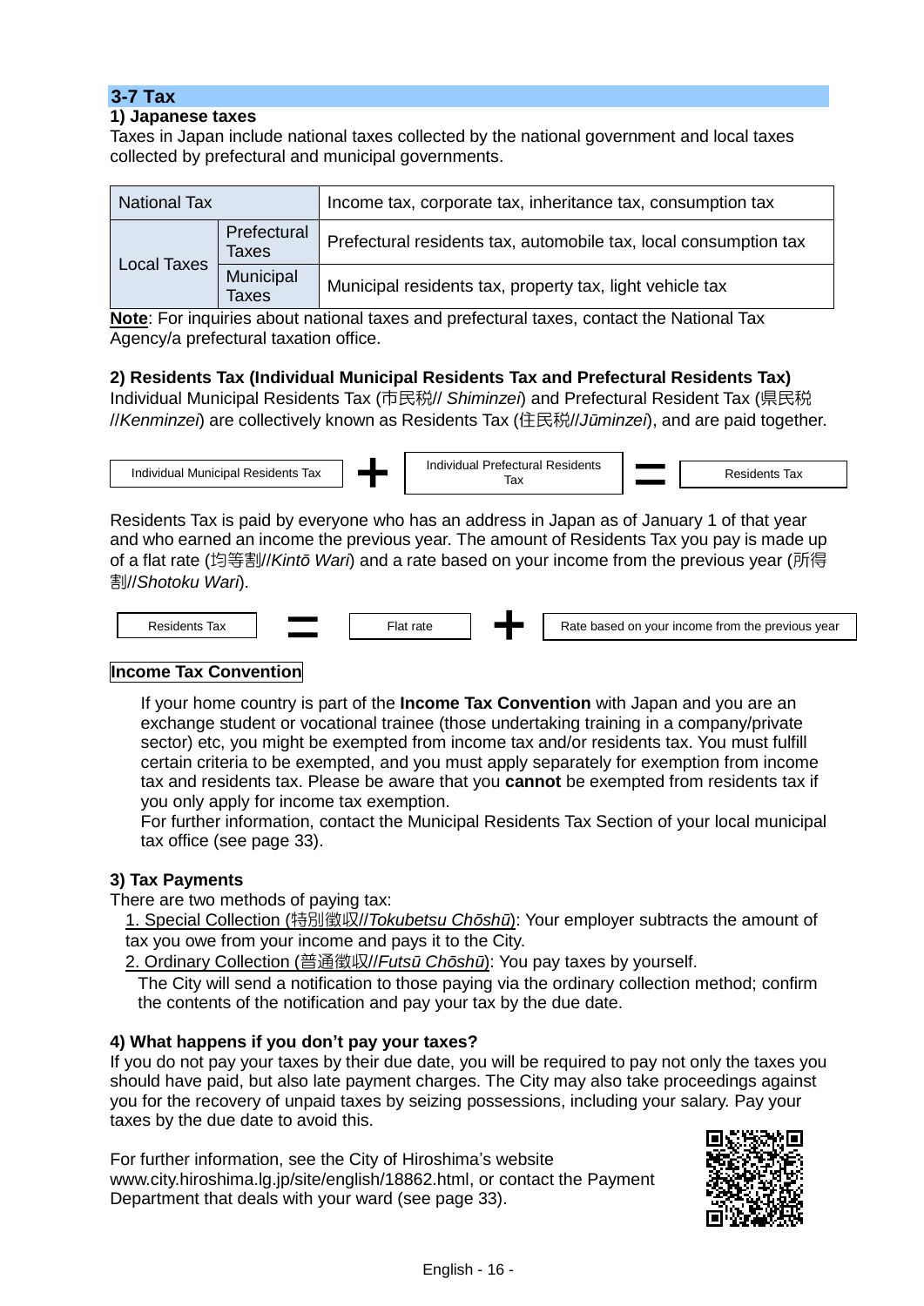## 3-7 Tax

### 1) Japanese taxes

Taxes in Japan include national taxes collected by the national government and local taxes collected by prefectural and municipal governments.

| | | |
|---|---|---|
| National Tax | | Income tax, corporate tax, inheritance tax, consumption tax |
| Local Taxes | Prefectural Taxes | Prefectural residents tax, automobile tax, local consumption tax |
| | Municipal Taxes | Municipal residents tax, property tax, light vehicle tax |

**Note**: For inquiries about national taxes and prefectural taxes, contact the National Tax Agency/a prefectural taxation office.

### 2) Residents Tax (Individual Municipal Residents Tax and Prefectural Residents Tax)

Individual Municipal Residents Tax (市民税// *Shiminzei*) and Prefectural Resident Tax (県民税 //*Kenminzei*) are collectively known as Residents Tax (住民税//*Jūminzei*), and are paid together.

Individual Municipal Residents Tax + Individual Prefectural Residents Tax = Residents Tax

Residents Tax is paid by everyone who has an address in Japan as of January 1 of that year and who earned an income the previous year. The amount of Residents Tax you pay is made up of a flat rate (均等割//*Kintō Wari*) and a rate based on your income from the previous year (所得割//*Shotoku Wari*).

Residents Tax = Flat rate + Rate based on your income from the previous year

**Income Tax Convention**

If your home country is part of the **Income Tax Convention** with Japan and you are an exchange student or vocational trainee (those undertaking training in a company/private sector) etc, you might be exempted from income tax and/or residents tax. You must fulfill certain criteria to be exempted, and you must apply separately for exemption from income tax and residents tax. Please be aware that you **cannot** be exempted from residents tax if you only apply for income tax exemption.

For further information, contact the Municipal Residents Tax Section of your local municipal tax office (see page 33).

### 3) Tax Payments

There are two methods of paying tax:

1. Special Collection (特別徴収//*Tokubetsu Chōshū*): Your employer subtracts the amount of tax you owe from your income and pays it to the City.
2. Ordinary Collection (普通徴収//*Futsū Chōshū*): You pay taxes by yourself.

The City will send a notification to those paying via the ordinary collection method; confirm the contents of the notification and pay your tax by the due date.

### 4) What happens if you don't pay your taxes?

If you do not pay your taxes by their due date, you will be required to pay not only the taxes you should have paid, but also late payment charges. The City may also take proceedings against you for the recovery of unpaid taxes by seizing possessions, including your salary. Pay your taxes by the due date to avoid this.

For further information, see the City of Hiroshima's website www.city.hiroshima.lg.jp/site/english/18862.html, or contact the Payment Department that deals with your ward (see page 33).